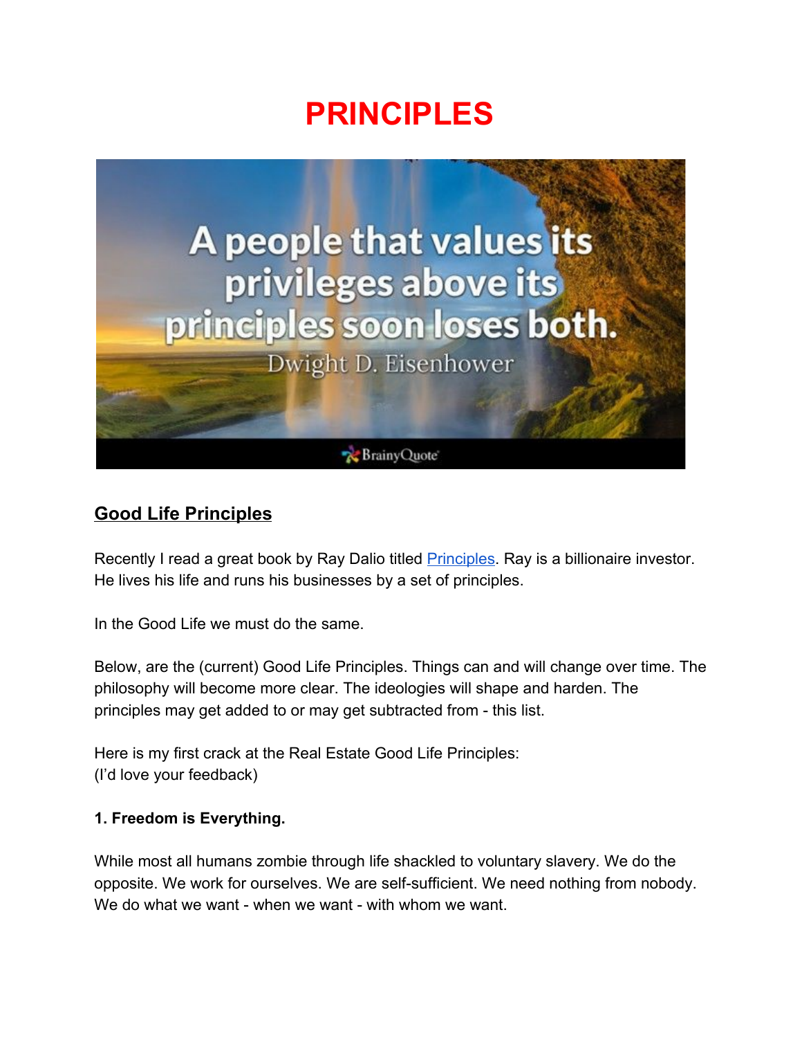# PRINCIPLES

A people that values its privileges above its principles soon loses both.

Dwight D. Eisenhower

## Good Life Principles

Recently I read a great book by Ray Dalio titled [Principles](). Ray is a billionaire investor. He lives his life and runs his businesses by a set of principles.

In the Good Life we must do the same.

Below, are the (current) Good Life Principles. Things can and will change over time. The philosophy will become more clear. The ideologies will shape and harden. The principles may get added to or may get subtracted from - this list.

Here is my first crack at the Real Estate Good Life Principles:
(I'd love your feedback)

**1. Freedom is Everything.**

While most all humans zombie through life shackled to voluntary slavery. We do the opposite. We work for ourselves. We are self-sufficient. We need nothing from nobody. We do what we want - when we want - with whom we want.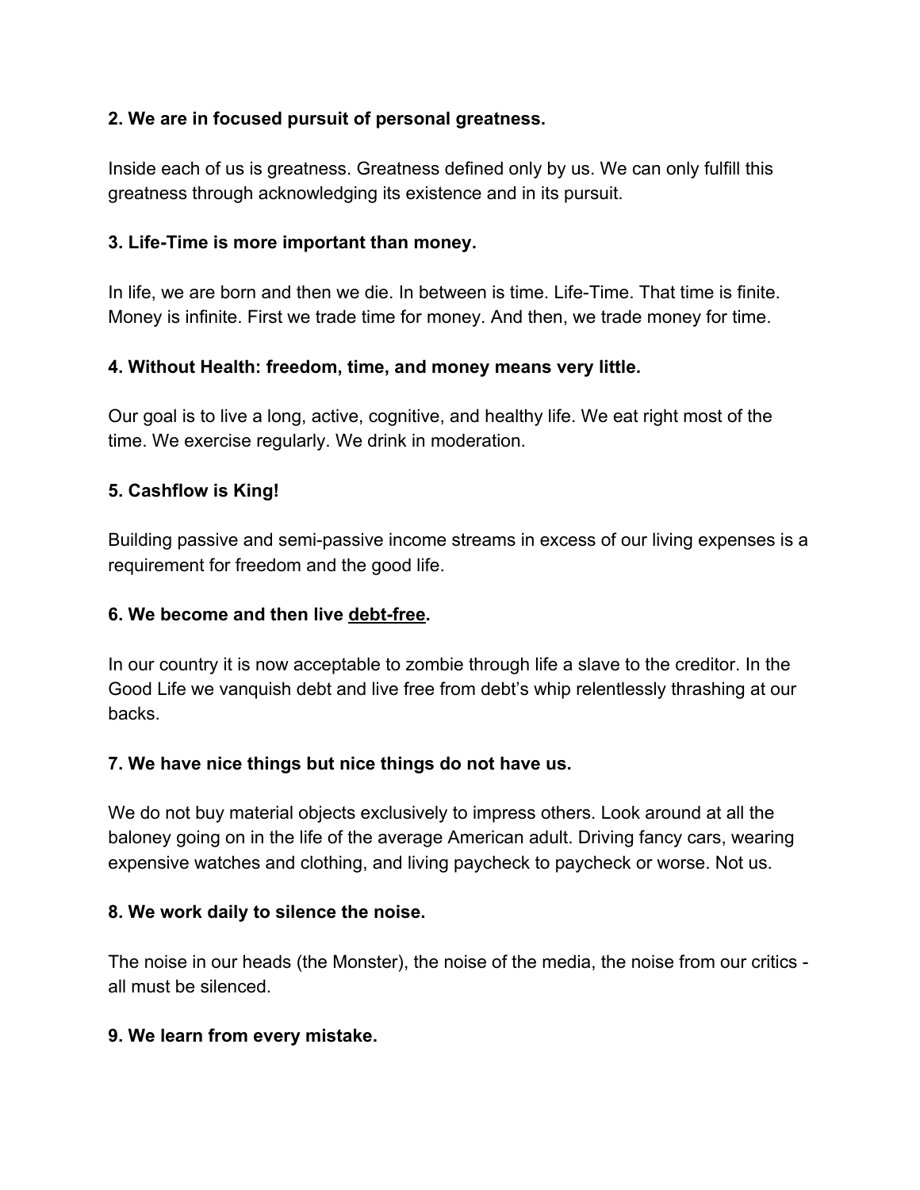**2. We are in focused pursuit of personal greatness.**

Inside each of us is greatness. Greatness defined only by us. We can only fulfill this greatness through acknowledging its existence and in its pursuit.

**3. Life-Time is more important than money.**

In life, we are born and then we die. In between is time. Life-Time. That time is finite. Money is infinite. First we trade time for money. And then, we trade money for time.

**4. Without Health: freedom, time, and money means very little.**

Our goal is to live a long, active, cognitive, and healthy life. We eat right most of the time. We exercise regularly. We drink in moderation.

**5. Cashflow is King!**

Building passive and semi-passive income streams in excess of our living expenses is a requirement for freedom and the good life.

**6. We become and then live <u>debt-free</u>.**

In our country it is now acceptable to zombie through life a slave to the creditor. In the Good Life we vanquish debt and live free from debt's whip relentlessly thrashing at our backs.

**7. We have nice things but nice things do not have us.**

We do not buy material objects exclusively to impress others. Look around at all the baloney going on in the life of the average American adult. Driving fancy cars, wearing expensive watches and clothing, and living paycheck to paycheck or worse. Not us.

**8. We work daily to silence the noise.**

The noise in our heads (the Monster), the noise of the media, the noise from our critics - all must be silenced.

**9. We learn from every mistake.**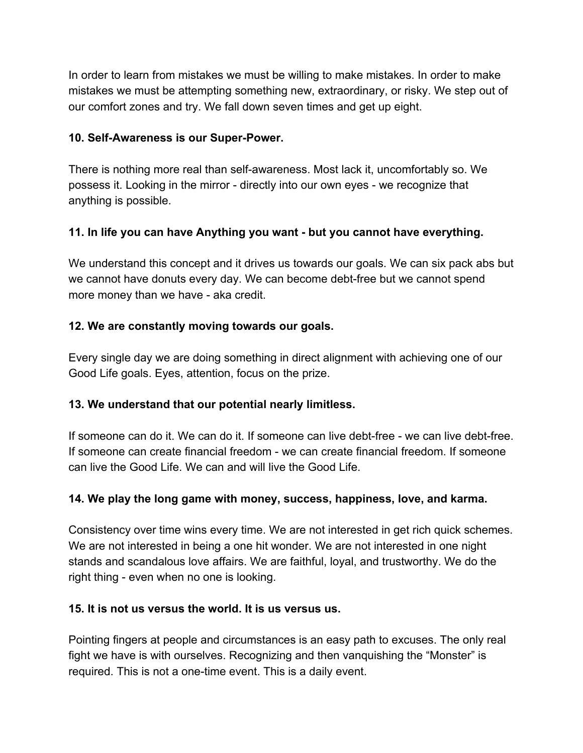In order to learn from mistakes we must be willing to make mistakes. In order to make mistakes we must be attempting something new, extraordinary, or risky. We step out of our comfort zones and try. We fall down seven times and get up eight.

**10. Self-Awareness is our Super-Power.**

There is nothing more real than self-awareness. Most lack it, uncomfortably so. We possess it. Looking in the mirror - directly into our own eyes - we recognize that anything is possible.

**11. In life you can have Anything you want - but you cannot have everything.**

We understand this concept and it drives us towards our goals. We can six pack abs but we cannot have donuts every day. We can become debt-free but we cannot spend more money than we have - aka credit.

**12. We are constantly moving towards our goals.**

Every single day we are doing something in direct alignment with achieving one of our Good Life goals. Eyes, attention, focus on the prize.

**13. We understand that our potential nearly limitless.**

If someone can do it. We can do it. If someone can live debt-free - we can live debt-free. If someone can create financial freedom - we can create financial freedom. If someone can live the Good Life. We can and will live the Good Life.

**14. We play the long game with money, success, happiness, love, and karma.**

Consistency over time wins every time. We are not interested in get rich quick schemes. We are not interested in being a one hit wonder. We are not interested in one night stands and scandalous love affairs. We are faithful, loyal, and trustworthy. We do the right thing - even when no one is looking.

**15. It is not us versus the world. It is us versus us.**

Pointing fingers at people and circumstances is an easy path to excuses. The only real fight we have is with ourselves. Recognizing and then vanquishing the “Monster” is required. This is not a one-time event. This is a daily event.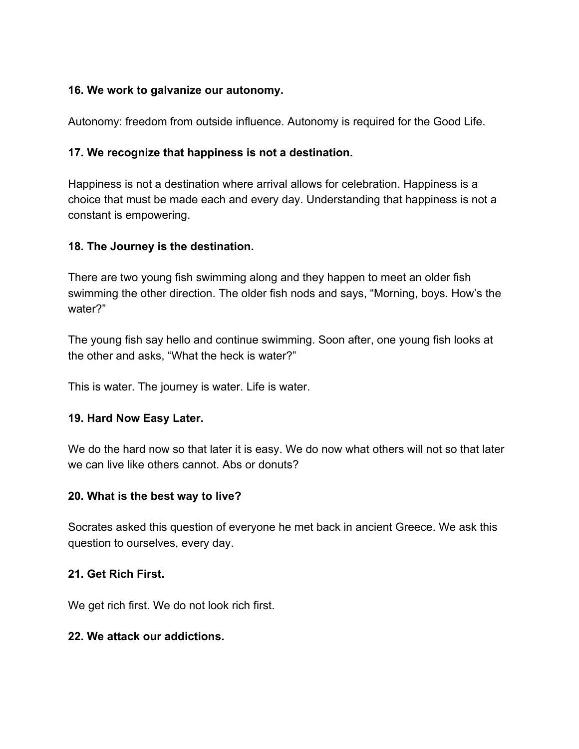**16. We work to galvanize our autonomy.**

Autonomy: freedom from outside influence. Autonomy is required for the Good Life.

**17. We recognize that happiness is not a destination.**

Happiness is not a destination where arrival allows for celebration. Happiness is a choice that must be made each and every day. Understanding that happiness is not a constant is empowering.

**18. The Journey is the destination.**

There are two young fish swimming along and they happen to meet an older fish swimming the other direction. The older fish nods and says, “Morning, boys. How’s the water?”

The young fish say hello and continue swimming. Soon after, one young fish looks at the other and asks, “What the heck is water?”

This is water. The journey is water. Life is water.

**19. Hard Now Easy Later.**

We do the hard now so that later it is easy. We do now what others will not so that later we can live like others cannot. Abs or donuts?

**20. What is the best way to live?**

Socrates asked this question of everyone he met back in ancient Greece. We ask this question to ourselves, every day.

**21. Get Rich First.**

We get rich first. We do not look rich first.

**22. We attack our addictions.**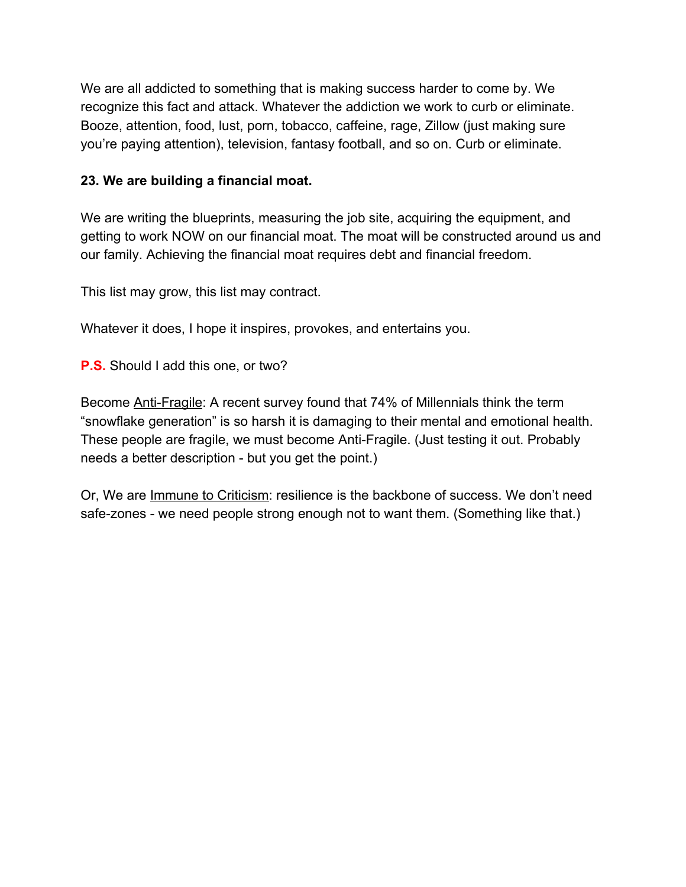We are all addicted to something that is making success harder to come by. We recognize this fact and attack. Whatever the addiction we work to curb or eliminate. Booze, attention, food, lust, porn, tobacco, caffeine, rage, Zillow (just making sure you're paying attention), television, fantasy football, and so on. Curb or eliminate.

**23. We are building a financial moat.**

We are writing the blueprints, measuring the job site, acquiring the equipment, and getting to work NOW on our financial moat. The moat will be constructed around us and our family. Achieving the financial moat requires debt and financial freedom.

This list may grow, this list may contract.

Whatever it does, I hope it inspires, provokes, and entertains you.

**P.S.** Should I add this one, or two?

Become <u>Anti-Fragile</u>: A recent survey found that 74% of Millennials think the term "snowflake generation" is so harsh it is damaging to their mental and emotional health. These people are fragile, we must become Anti-Fragile. (Just testing it out. Probably needs a better description - but you get the point.)

Or, We are <u>Immune to Criticism</u>: resilience is the backbone of success. We don't need safe-zones - we need people strong enough not to want them. (Something like that.)